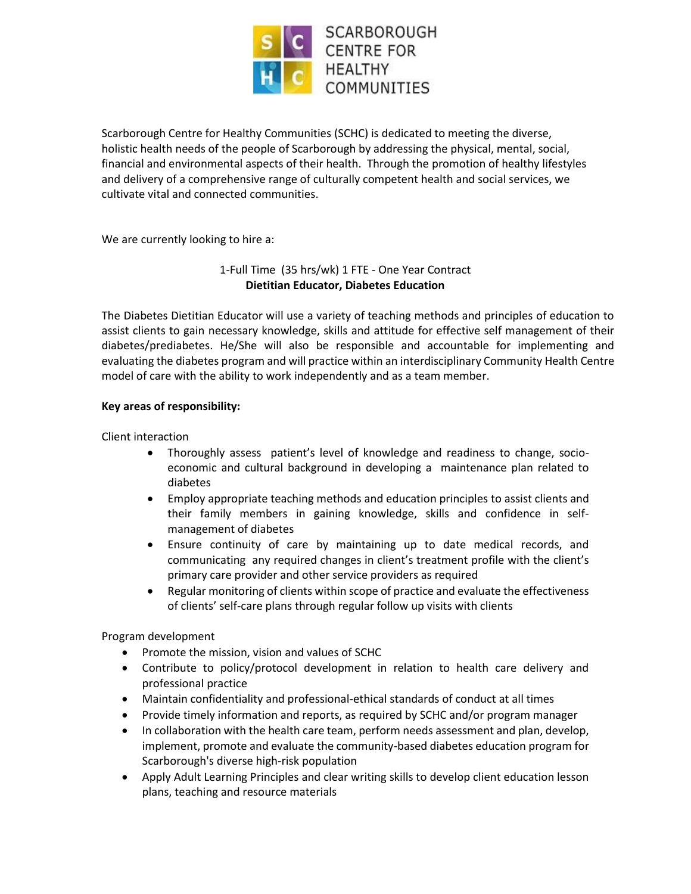SCARBOROUGH CENTRE FOR HEALTHY COMMUNITIES

Scarborough Centre for Healthy Communities (SCHC) is dedicated to meeting the diverse, holistic health needs of the people of Scarborough by addressing the physical, mental, social, financial and environmental aspects of their health. Through the promotion of healthy lifestyles and delivery of a comprehensive range of culturally competent health and social services, we cultivate vital and connected communities.

We are currently looking to hire a:

1-Full Time (35 hrs/wk) 1 FTE - One Year Contract
**Dietitian Educator, Diabetes Education**

The Diabetes Dietitian Educator will use a variety of teaching methods and principles of education to assist clients to gain necessary knowledge, skills and attitude for effective self management of their diabetes/prediabetes. He/She will also be responsible and accountable for implementing and evaluating the diabetes program and will practice within an interdisciplinary Community Health Centre model of care with the ability to work independently and as a team member.

**Key areas of responsibility:**

Client interaction

- Thoroughly assess patient's level of knowledge and readiness to change, socio-economic and cultural background in developing a maintenance plan related to diabetes
- Employ appropriate teaching methods and education principles to assist clients and their family members in gaining knowledge, skills and confidence in self-management of diabetes
- Ensure continuity of care by maintaining up to date medical records, and communicating any required changes in client's treatment profile with the client's primary care provider and other service providers as required
- Regular monitoring of clients within scope of practice and evaluate the effectiveness of clients' self-care plans through regular follow up visits with clients

Program development

- Promote the mission, vision and values of SCHC
- Contribute to policy/protocol development in relation to health care delivery and professional practice
- Maintain confidentiality and professional-ethical standards of conduct at all times
- Provide timely information and reports, as required by SCHC and/or program manager
- In collaboration with the health care team, perform needs assessment and plan, develop, implement, promote and evaluate the community-based diabetes education program for Scarborough's diverse high-risk population
- Apply Adult Learning Principles and clear writing skills to develop client education lesson plans, teaching and resource materials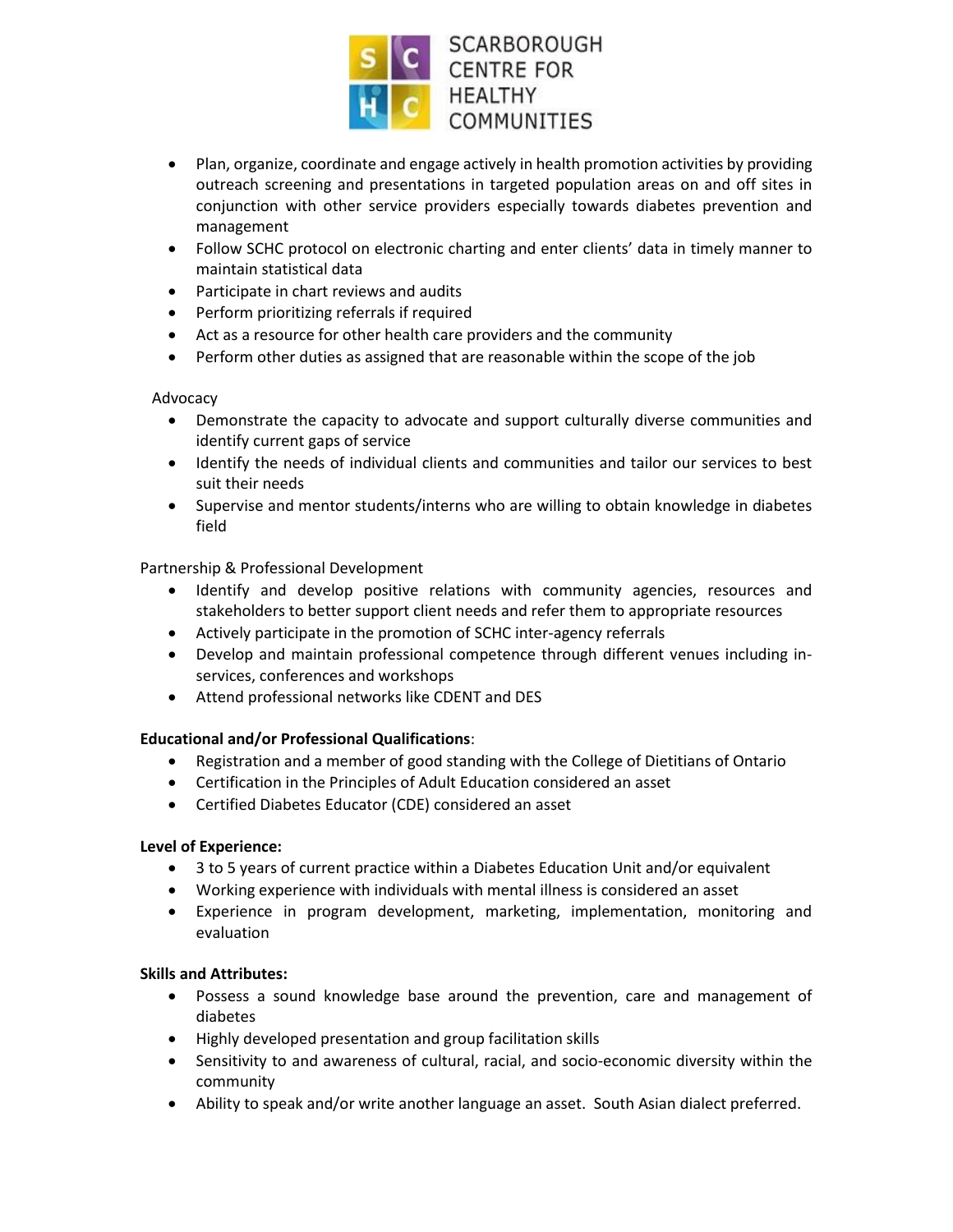- Plan, organize, coordinate and engage actively in health promotion activities by providing outreach screening and presentations in targeted population areas on and off sites in conjunction with other service providers especially towards diabetes prevention and management
- Follow SCHC protocol on electronic charting and enter clients' data in timely manner to maintain statistical data
- Participate in chart reviews and audits
- Perform prioritizing referrals if required
- Act as a resource for other health care providers and the community
- Perform other duties as assigned that are reasonable within the scope of the job

Advocacy

- Demonstrate the capacity to advocate and support culturally diverse communities and identify current gaps of service
- Identify the needs of individual clients and communities and tailor our services to best suit their needs
- Supervise and mentor students/interns who are willing to obtain knowledge in diabetes field

Partnership & Professional Development

- Identify and develop positive relations with community agencies, resources and stakeholders to better support client needs and refer them to appropriate resources
- Actively participate in the promotion of SCHC inter-agency referrals
- Develop and maintain professional competence through different venues including in-services, conferences and workshops
- Attend professional networks like CDENT and DES

**Educational and/or Professional Qualifications**:

- Registration and a member of good standing with the College of Dietitians of Ontario
- Certification in the Principles of Adult Education considered an asset
- Certified Diabetes Educator (CDE) considered an asset

**Level of Experience:**

- 3 to 5 years of current practice within a Diabetes Education Unit and/or equivalent
- Working experience with individuals with mental illness is considered an asset
- Experience in program development, marketing, implementation, monitoring and evaluation

**Skills and Attributes:**

- Possess a sound knowledge base around the prevention, care and management of diabetes
- Highly developed presentation and group facilitation skills
- Sensitivity to and awareness of cultural, racial, and socio-economic diversity within the community
- Ability to speak and/or write another language an asset. South Asian dialect preferred.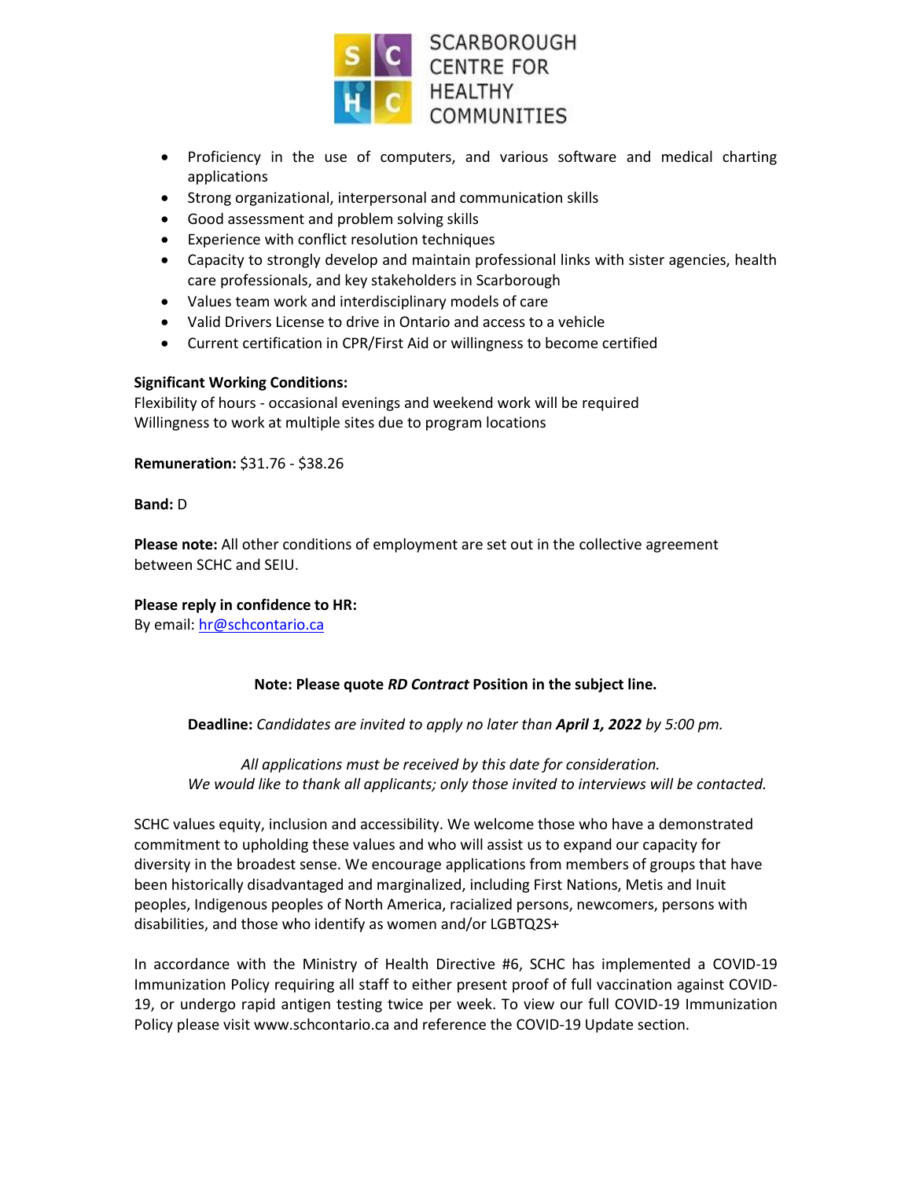- Proficiency in the use of computers, and various software and medical charting applications
- Strong organizational, interpersonal and communication skills
- Good assessment and problem solving skills
- Experience with conflict resolution techniques
- Capacity to strongly develop and maintain professional links with sister agencies, health care professionals, and key stakeholders in Scarborough
- Values team work and interdisciplinary models of care
- Valid Drivers License to drive in Ontario and access to a vehicle
- Current certification in CPR/First Aid or willingness to become certified

**Significant Working Conditions:**
Flexibility of hours - occasional evenings and weekend work will be required
Willingness to work at multiple sites due to program locations

**Remuneration:** $31.76 - $38.26

**Band:** D

**Please note:** All other conditions of employment are set out in the collective agreement between SCHC and SEIU.

**Please reply in confidence to HR:**
By email: hr@schcontario.ca

**Note: Please quote *RD Contract* Position in the subject line.**

**Deadline:** *Candidates are invited to apply no later than **April 1, 2022** by 5:00 pm.*

*All applications must be received by this date for consideration.*
*We would like to thank all applicants; only those invited to interviews will be contacted.*

SCHC values equity, inclusion and accessibility. We welcome those who have a demonstrated commitment to upholding these values and who will assist us to expand our capacity for diversity in the broadest sense. We encourage applications from members of groups that have been historically disadvantaged and marginalized, including First Nations, Metis and Inuit peoples, Indigenous peoples of North America, racialized persons, newcomers, persons with disabilities, and those who identify as women and/or LGBTQ2S+

In accordance with the Ministry of Health Directive #6, SCHC has implemented a COVID-19 Immunization Policy requiring all staff to either present proof of full vaccination against COVID-19, or undergo rapid antigen testing twice per week. To view our full COVID-19 Immunization Policy please visit www.schcontario.ca and reference the COVID-19 Update section.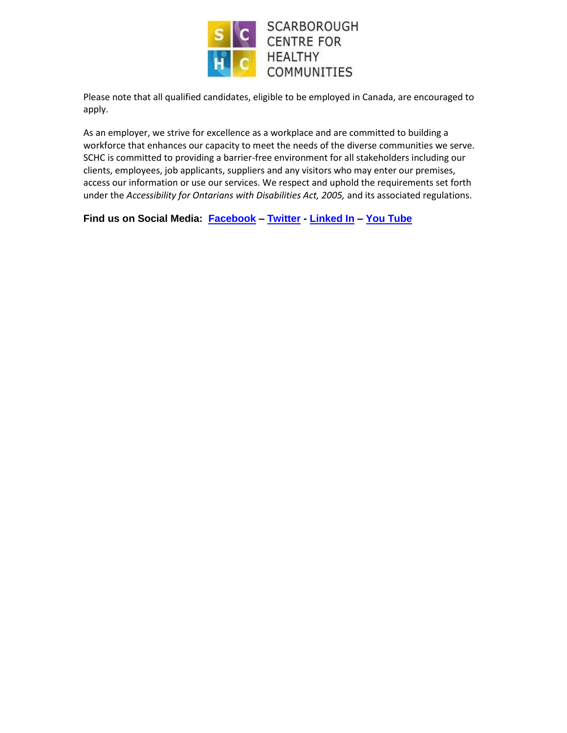SCARBOROUGH CENTRE FOR HEALTHY COMMUNITIES

Please note that all qualified candidates, eligible to be employed in Canada, are encouraged to apply.

As an employer, we strive for excellence as a workplace and are committed to building a workforce that enhances our capacity to meet the needs of the diverse communities we serve. SCHC is committed to providing a barrier-free environment for all stakeholders including our clients, employees, job applicants, suppliers and any visitors who may enter our premises, access our information or use our services. We respect and uphold the requirements set forth under the *Accessibility for Ontarians with Disabilities Act, 2005,* and its associated regulations.

**Find us on Social Media: Facebook – Twitter - Linked In – You Tube**